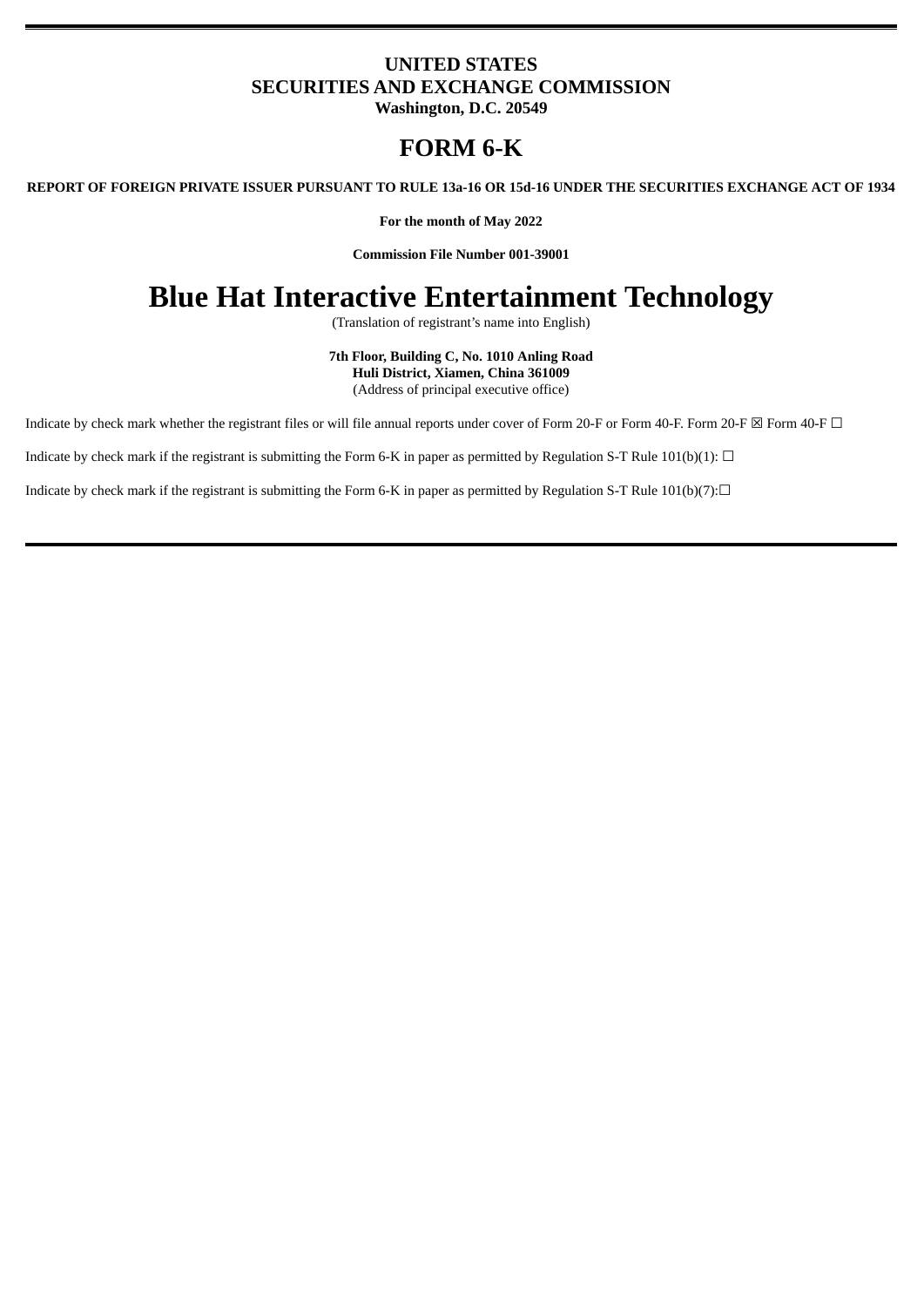**UNITED STATES**
**SECURITIES AND EXCHANGE COMMISSION**
**Washington, D.C. 20549**

# FORM 6-K

**REPORT OF FOREIGN PRIVATE ISSUER PURSUANT TO RULE 13a-16 OR 15d-16 UNDER THE SECURITIES EXCHANGE ACT OF 1934**

**For the month of May 2022**

**Commission File Number 001-39001**

# Blue Hat Interactive Entertainment Technology

(Translation of registrant's name into English)

**7th Floor, Building C, No. 1010 Anling Road**
**Huli District, Xiamen, China 361009**
(Address of principal executive office)

Indicate by check mark whether the registrant files or will file annual reports under cover of Form 20-F or Form 40-F. Form 20-F ☒ Form 40-F ☐

Indicate by check mark if the registrant is submitting the Form 6-K in paper as permitted by Regulation S-T Rule 101(b)(1): ☐

Indicate by check mark if the registrant is submitting the Form 6-K in paper as permitted by Regulation S-T Rule 101(b)(7):☐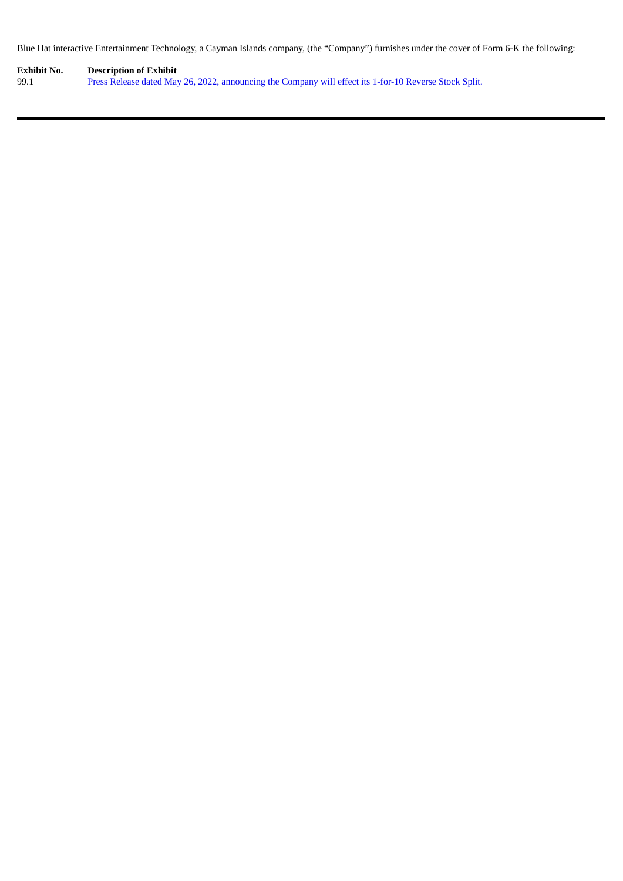Blue Hat interactive Entertainment Technology, a Cayman Islands company, (the "Company") furnishes under the cover of Form 6-K the following:

| Exhibit No. | Description of Exhibit |
| --- | --- |
| 99.1 | Press Release dated May 26, 2022, announcing the Company will effect its 1-for-10 Reverse Stock Split. |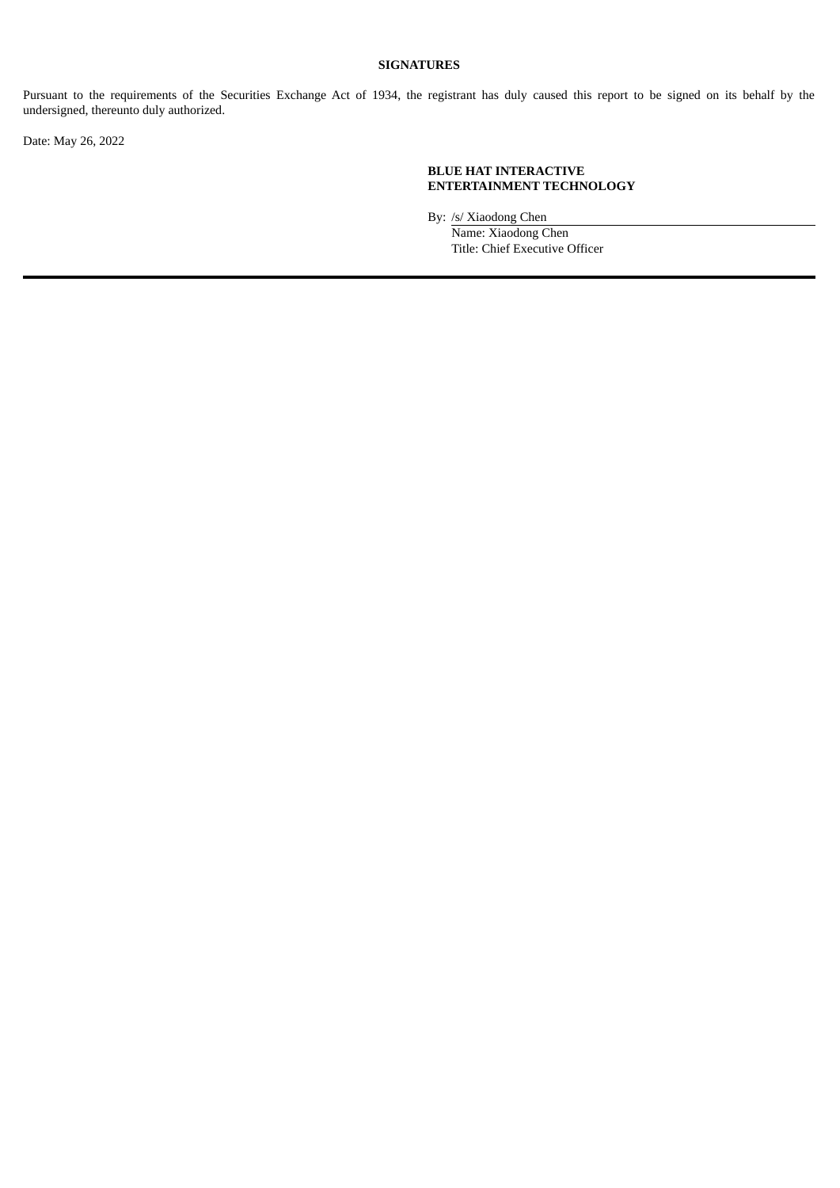**SIGNATURES**

Pursuant to the requirements of the Securities Exchange Act of 1934, the registrant has duly caused this report to be signed on its behalf by the undersigned, thereunto duly authorized.

Date: May 26, 2022

**BLUE HAT INTERACTIVE ENTERTAINMENT TECHNOLOGY**

By: /s/ Xiaodong Chen
Name: Xiaodong Chen
Title: Chief Executive Officer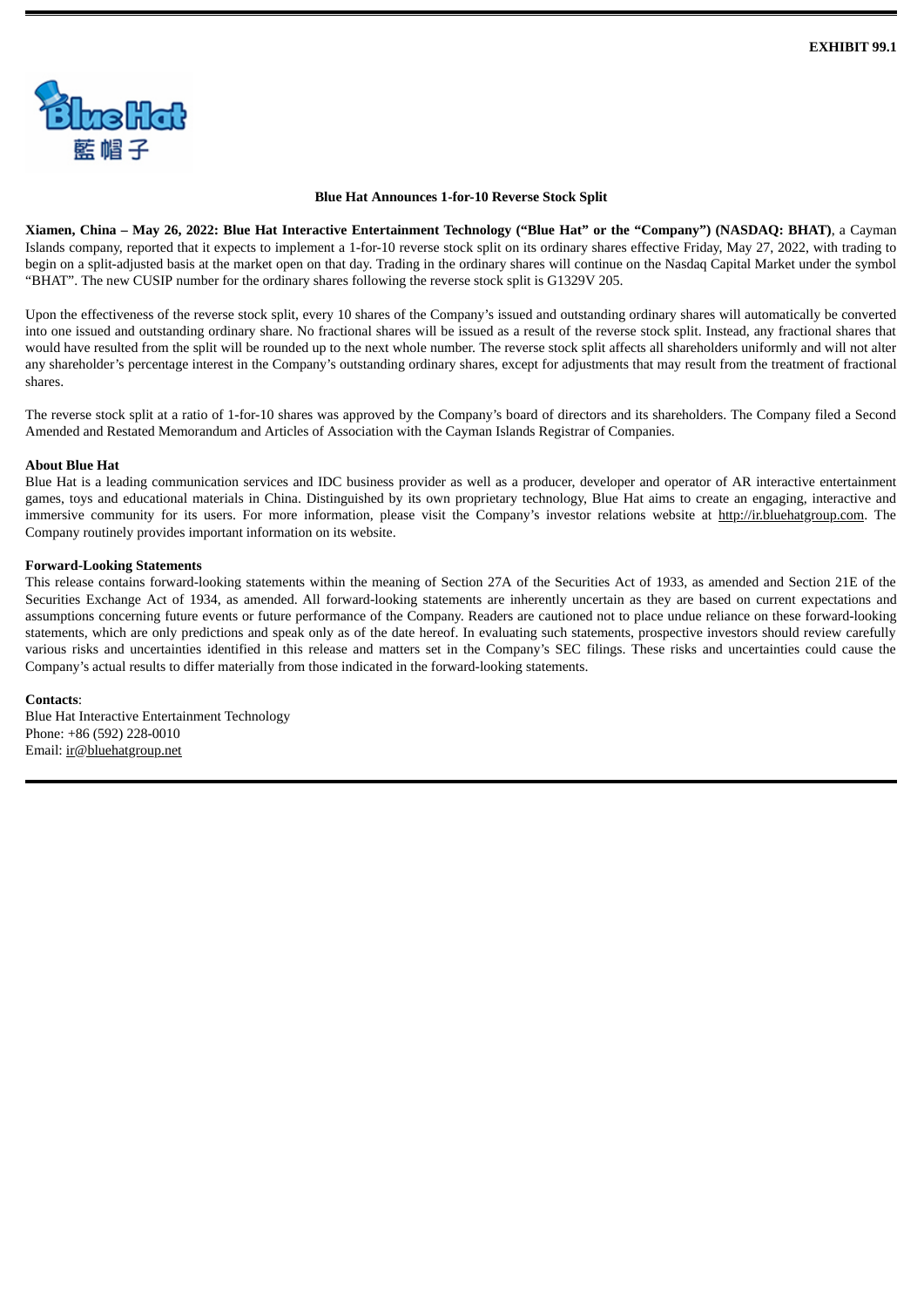EXHIBIT 99.1

**Blue Hat Announces 1-for-10 Reverse Stock Split**

**Xiamen, China – May 26, 2022: Blue Hat Interactive Entertainment Technology ("Blue Hat" or the "Company") (NASDAQ: BHAT)**, a Cayman Islands company, reported that it expects to implement a 1-for-10 reverse stock split on its ordinary shares effective Friday, May 27, 2022, with trading to begin on a split-adjusted basis at the market open on that day. Trading in the ordinary shares will continue on the Nasdaq Capital Market under the symbol "BHAT". The new CUSIP number for the ordinary shares following the reverse stock split is G1329V 205.

Upon the effectiveness of the reverse stock split, every 10 shares of the Company's issued and outstanding ordinary shares will automatically be converted into one issued and outstanding ordinary share. No fractional shares will be issued as a result of the reverse stock split. Instead, any fractional shares that would have resulted from the split will be rounded up to the next whole number. The reverse stock split affects all shareholders uniformly and will not alter any shareholder's percentage interest in the Company's outstanding ordinary shares, except for adjustments that may result from the treatment of fractional shares.

The reverse stock split at a ratio of 1-for-10 shares was approved by the Company's board of directors and its shareholders. The Company filed a Second Amended and Restated Memorandum and Articles of Association with the Cayman Islands Registrar of Companies.

**About Blue Hat**

Blue Hat is a leading communication services and IDC business provider as well as a producer, developer and operator of AR interactive entertainment games, toys and educational materials in China. Distinguished by its own proprietary technology, Blue Hat aims to create an engaging, interactive and immersive community for its users. For more information, please visit the Company's investor relations website at http://ir.bluehatgroup.com. The Company routinely provides important information on its website.

**Forward-Looking Statements**

This release contains forward-looking statements within the meaning of Section 27A of the Securities Act of 1933, as amended and Section 21E of the Securities Exchange Act of 1934, as amended. All forward-looking statements are inherently uncertain as they are based on current expectations and assumptions concerning future events or future performance of the Company. Readers are cautioned not to place undue reliance on these forward-looking statements, which are only predictions and speak only as of the date hereof. In evaluating such statements, prospective investors should review carefully various risks and uncertainties identified in this release and matters set in the Company's SEC filings. These risks and uncertainties could cause the Company's actual results to differ materially from those indicated in the forward-looking statements.

**Contacts**:
Blue Hat Interactive Entertainment Technology
Phone: +86 (592) 228-0010
Email: ir@bluehatgroup.net